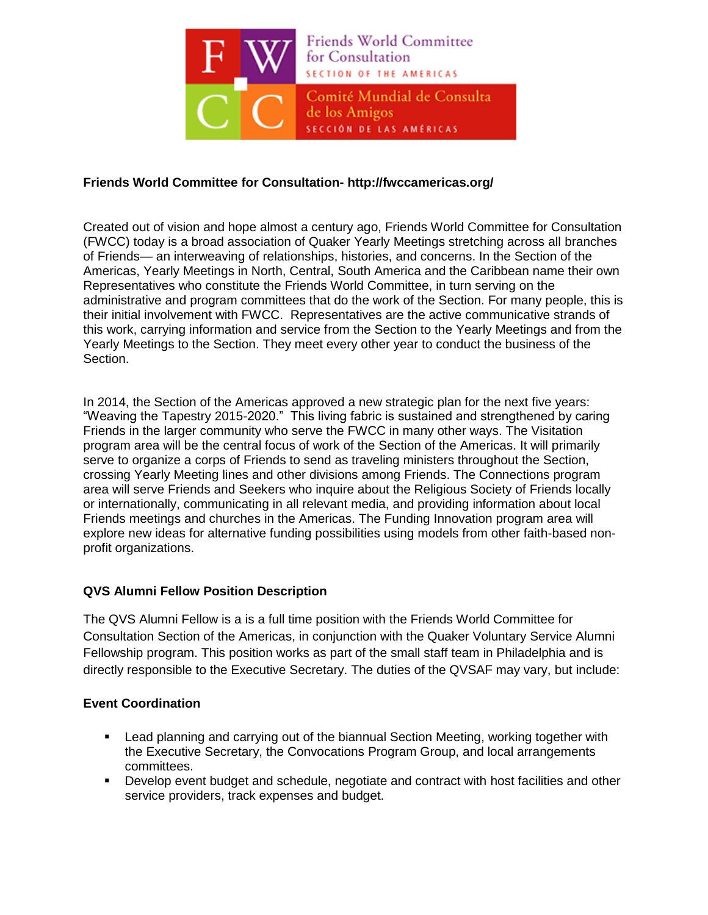Friends World Committee for Consultation
SECTION OF THE AMERICAS

Comité Mundial de Consulta de los Amigos
SECCIÓN DE LAS AMÉRICAS

**Friends World Committee for Consultation- http://fwccamericas.org/**

Created out of vision and hope almost a century ago, Friends World Committee for Consultation (FWCC) today is a broad association of Quaker Yearly Meetings stretching across all branches of Friends— an interweaving of relationships, histories, and concerns. In the Section of the Americas, Yearly Meetings in North, Central, South America and the Caribbean name their own Representatives who constitute the Friends World Committee, in turn serving on the administrative and program committees that do the work of the Section. For many people, this is their initial involvement with FWCC. Representatives are the active communicative strands of this work, carrying information and service from the Section to the Yearly Meetings and from the Yearly Meetings to the Section. They meet every other year to conduct the business of the Section.

In 2014, the Section of the Americas approved a new strategic plan for the next five years: "Weaving the Tapestry 2015-2020." This living fabric is sustained and strengthened by caring Friends in the larger community who serve the FWCC in many other ways. The Visitation program area will be the central focus of work of the Section of the Americas. It will primarily serve to organize a corps of Friends to send as traveling ministers throughout the Section, crossing Yearly Meeting lines and other divisions among Friends. The Connections program area will serve Friends and Seekers who inquire about the Religious Society of Friends locally or internationally, communicating in all relevant media, and providing information about local Friends meetings and churches in the Americas. The Funding Innovation program area will explore new ideas for alternative funding possibilities using models from other faith-based non-profit organizations.

**QVS Alumni Fellow Position Description**

The QVS Alumni Fellow is a is a full time position with the Friends World Committee for Consultation Section of the Americas, in conjunction with the Quaker Voluntary Service Alumni Fellowship program. This position works as part of the small staff team in Philadelphia and is directly responsible to the Executive Secretary. The duties of the QVSAF may vary, but include:

**Event Coordination**

- Lead planning and carrying out of the biannual Section Meeting, working together with the Executive Secretary, the Convocations Program Group, and local arrangements committees.
- Develop event budget and schedule, negotiate and contract with host facilities and other service providers, track expenses and budget.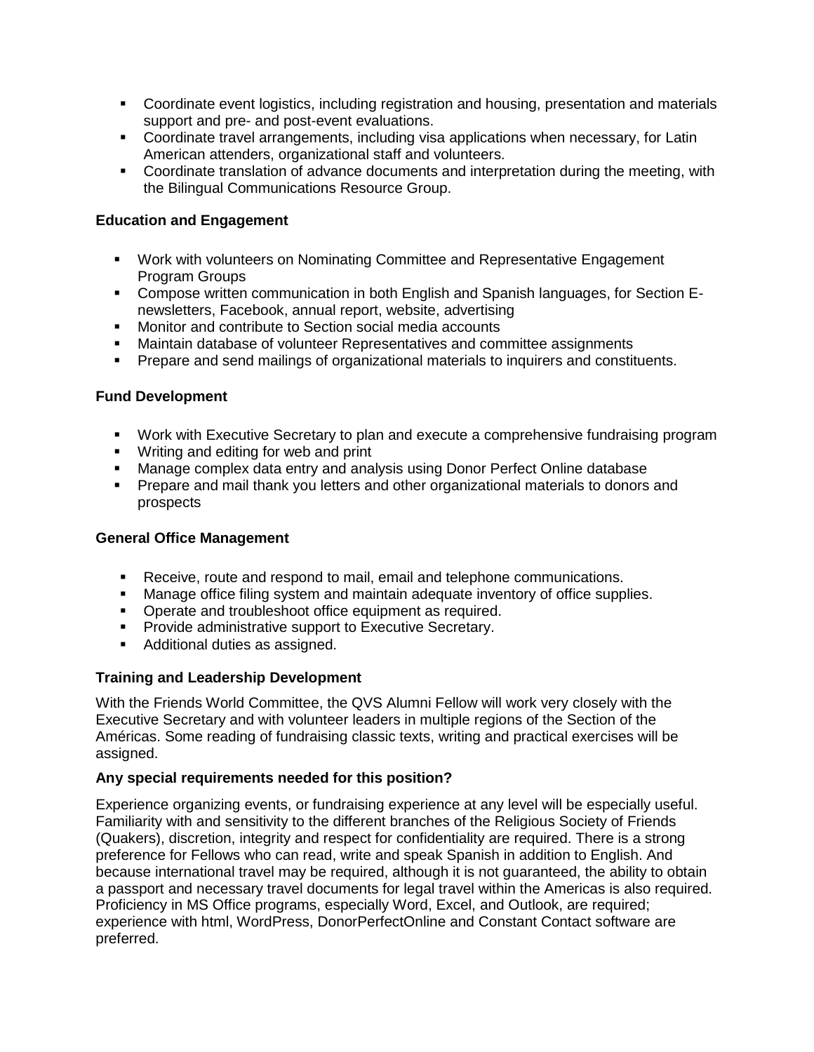- Coordinate event logistics, including registration and housing, presentation and materials support and pre- and post-event evaluations.
- Coordinate travel arrangements, including visa applications when necessary, for Latin American attenders, organizational staff and volunteers.
- Coordinate translation of advance documents and interpretation during the meeting, with the Bilingual Communications Resource Group.

**Education and Engagement**

- Work with volunteers on Nominating Committee and Representative Engagement Program Groups
- Compose written communication in both English and Spanish languages, for Section E-newsletters, Facebook, annual report, website, advertising
- Monitor and contribute to Section social media accounts
- Maintain database of volunteer Representatives and committee assignments
- Prepare and send mailings of organizational materials to inquirers and constituents.

**Fund Development**

- Work with Executive Secretary to plan and execute a comprehensive fundraising program
- Writing and editing for web and print
- Manage complex data entry and analysis using Donor Perfect Online database
- Prepare and mail thank you letters and other organizational materials to donors and prospects

**General Office Management**

- Receive, route and respond to mail, email and telephone communications.
- Manage office filing system and maintain adequate inventory of office supplies.
- Operate and troubleshoot office equipment as required.
- Provide administrative support to Executive Secretary.
- Additional duties as assigned.

**Training and Leadership Development**

With the Friends World Committee, the QVS Alumni Fellow will work very closely with the Executive Secretary and with volunteer leaders in multiple regions of the Section of the Américas. Some reading of fundraising classic texts, writing and practical exercises will be assigned.

**Any special requirements needed for this position?**

Experience organizing events, or fundraising experience at any level will be especially useful. Familiarity with and sensitivity to the different branches of the Religious Society of Friends (Quakers), discretion, integrity and respect for confidentiality are required. There is a strong preference for Fellows who can read, write and speak Spanish in addition to English. And because international travel may be required, although it is not guaranteed, the ability to obtain a passport and necessary travel documents for legal travel within the Americas is also required. Proficiency in MS Office programs, especially Word, Excel, and Outlook, are required; experience with html, WordPress, DonorPerfectOnline and Constant Contact software are preferred.